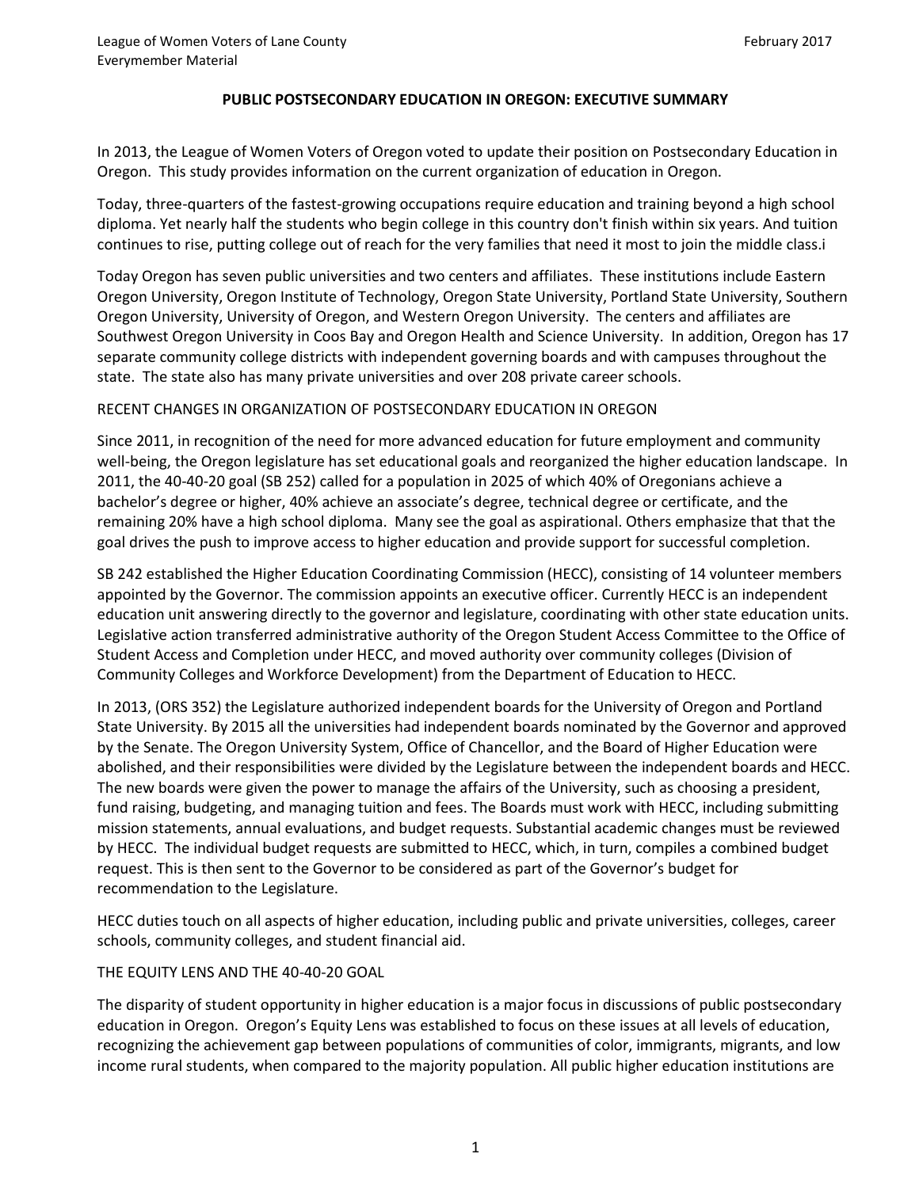# PUBLIC POSTSECONDARY EDUCATION IN OREGON: EXECUTIVE SUMMARY

In 2013, the League of Women Voters of Oregon voted to update their position on Postsecondary Education in Oregon. This study provides information on the current organization of education in Oregon.

Today, three-quarters of the fastest-growing occupations require education and training beyond a high school diploma. Yet nearly half the students who begin college in this country don't finish within six years. And tuition continues to rise, putting college out of reach for the very families that need it most to join the middle class.[i]

Today Oregon has seven public universities and two centers and affiliates. These institutions include Eastern Oregon University, Oregon Institute of Technology, Oregon State University, Portland State University, Southern Oregon University, University of Oregon, and Western Oregon University. The centers and affiliates are Southwest Oregon University in Coos Bay and Oregon Health and Science University. In addition, Oregon has 17 separate community college districts with independent governing boards and with campuses throughout the state. The state also has many private universities and over 208 private career schools.

## RECENT CHANGES IN ORGANIZATION OF POSTSECONDARY EDUCATION IN OREGON

Since 2011, in recognition of the need for more advanced education for future employment and community well-being, the Oregon legislature has set educational goals and reorganized the higher education landscape. In 2011, the 40-40-20 goal (SB 252) called for a population in 2025 of which 40% of Oregonians achieve a bachelor's degree or higher, 40% achieve an associate's degree, technical degree or certificate, and the remaining 20% have a high school diploma. Many see the goal as aspirational. Others emphasize that that the goal drives the push to improve access to higher education and provide support for successful completion.

SB 242 established the Higher Education Coordinating Commission (HECC), consisting of 14 volunteer members appointed by the Governor. The commission appoints an executive officer. Currently HECC is an independent education unit answering directly to the governor and legislature, coordinating with other state education units. Legislative action transferred administrative authority of the Oregon Student Access Committee to the Office of Student Access and Completion under HECC, and moved authority over community colleges (Division of Community Colleges and Workforce Development) from the Department of Education to HECC.

In 2013, (ORS 352) the Legislature authorized independent boards for the University of Oregon and Portland State University. By 2015 all the universities had independent boards nominated by the Governor and approved by the Senate. The Oregon University System, Office of Chancellor, and the Board of Higher Education were abolished, and their responsibilities were divided by the Legislature between the independent boards and HECC. The new boards were given the power to manage the affairs of the University, such as choosing a president, fund raising, budgeting, and managing tuition and fees. The Boards must work with HECC, including submitting mission statements, annual evaluations, and budget requests. Substantial academic changes must be reviewed by HECC. The individual budget requests are submitted to HECC, which, in turn, compiles a combined budget request. This is then sent to the Governor to be considered as part of the Governor's budget for recommendation to the Legislature.

HECC duties touch on all aspects of higher education, including public and private universities, colleges, career schools, community colleges, and student financial aid.

## THE EQUITY LENS AND THE 40-40-20 GOAL

The disparity of student opportunity in higher education is a major focus in discussions of public postsecondary education in Oregon. Oregon's Equity Lens was established to focus on these issues at all levels of education, recognizing the achievement gap between populations of communities of color, immigrants, migrants, and low income rural students, when compared to the majority population. All public higher education institutions are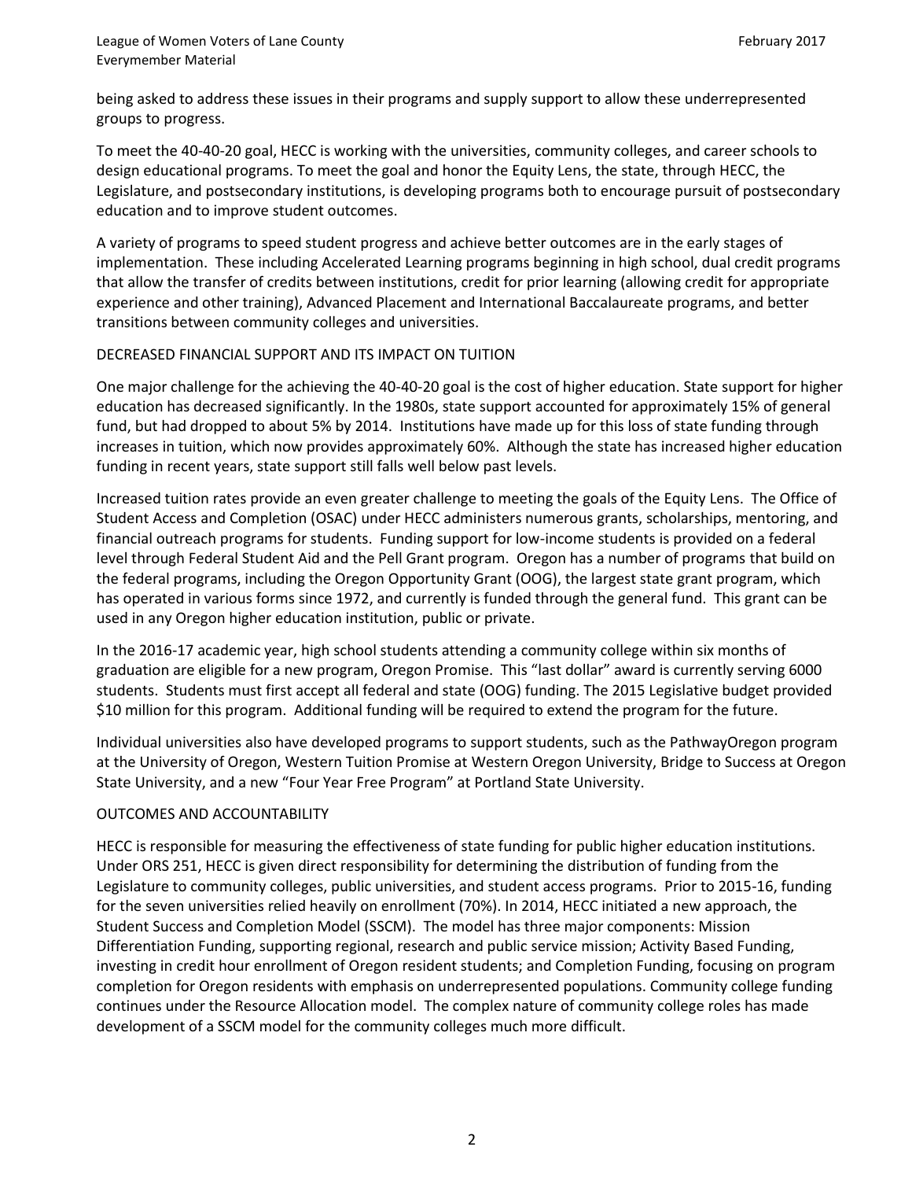being asked to address these issues in their programs and supply support to allow these underrepresented groups to progress.

To meet the 40-40-20 goal, HECC is working with the universities, community colleges, and career schools to design educational programs. To meet the goal and honor the Equity Lens, the state, through HECC, the Legislature, and postsecondary institutions, is developing programs both to encourage pursuit of postsecondary education and to improve student outcomes.

A variety of programs to speed student progress and achieve better outcomes are in the early stages of implementation. These including Accelerated Learning programs beginning in high school, dual credit programs that allow the transfer of credits between institutions, credit for prior learning (allowing credit for appropriate experience and other training), Advanced Placement and International Baccalaureate programs, and better transitions between community colleges and universities.

## DECREASED FINANCIAL SUPPORT AND ITS IMPACT ON TUITION

One major challenge for the achieving the 40-40-20 goal is the cost of higher education. State support for higher education has decreased significantly. In the 1980s, state support accounted for approximately 15% of general fund, but had dropped to about 5% by 2014. Institutions have made up for this loss of state funding through increases in tuition, which now provides approximately 60%. Although the state has increased higher education funding in recent years, state support still falls well below past levels.

Increased tuition rates provide an even greater challenge to meeting the goals of the Equity Lens. The Office of Student Access and Completion (OSAC) under HECC administers numerous grants, scholarships, mentoring, and financial outreach programs for students. Funding support for low-income students is provided on a federal level through Federal Student Aid and the Pell Grant program. Oregon has a number of programs that build on the federal programs, including the Oregon Opportunity Grant (OOG), the largest state grant program, which has operated in various forms since 1972, and currently is funded through the general fund. This grant can be used in any Oregon higher education institution, public or private.

In the 2016-17 academic year, high school students attending a community college within six months of graduation are eligible for a new program, Oregon Promise. This "last dollar" award is currently serving 6000 students. Students must first accept all federal and state (OOG) funding. The 2015 Legislative budget provided $10 million for this program. Additional funding will be required to extend the program for the future.

Individual universities also have developed programs to support students, such as the PathwayOregon program at the University of Oregon, Western Tuition Promise at Western Oregon University, Bridge to Success at Oregon State University, and a new "Four Year Free Program" at Portland State University.

## OUTCOMES AND ACCOUNTABILITY

HECC is responsible for measuring the effectiveness of state funding for public higher education institutions. Under ORS 251, HECC is given direct responsibility for determining the distribution of funding from the Legislature to community colleges, public universities, and student access programs. Prior to 2015-16, funding for the seven universities relied heavily on enrollment (70%). In 2014, HECC initiated a new approach, the Student Success and Completion Model (SSCM). The model has three major components: Mission Differentiation Funding, supporting regional, research and public service mission; Activity Based Funding, investing in credit hour enrollment of Oregon resident students; and Completion Funding, focusing on program completion for Oregon residents with emphasis on underrepresented populations. Community college funding continues under the Resource Allocation model. The complex nature of community college roles has made development of a SSCM model for the community colleges much more difficult.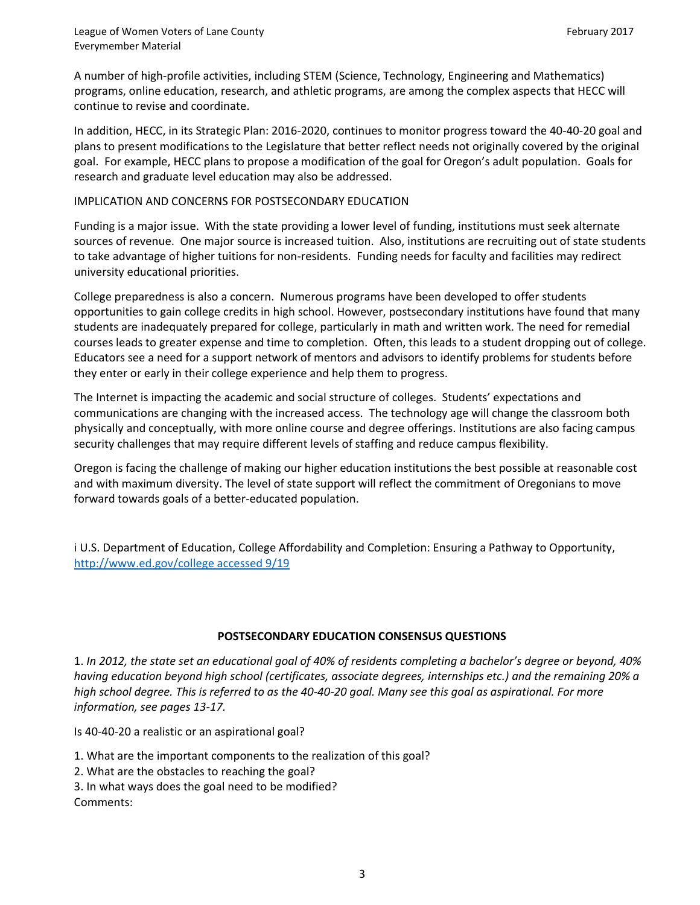A number of high-profile activities, including STEM (Science, Technology, Engineering and Mathematics) programs, online education, research, and athletic programs, are among the complex aspects that HECC will continue to revise and coordinate.

In addition, HECC, in its Strategic Plan: 2016-2020, continues to monitor progress toward the 40-40-20 goal and plans to present modifications to the Legislature that better reflect needs not originally covered by the original goal. For example, HECC plans to propose a modification of the goal for Oregon's adult population. Goals for research and graduate level education may also be addressed.

IMPLICATION AND CONCERNS FOR POSTSECONDARY EDUCATION

Funding is a major issue. With the state providing a lower level of funding, institutions must seek alternate sources of revenue. One major source is increased tuition. Also, institutions are recruiting out of state students to take advantage of higher tuitions for non-residents. Funding needs for faculty and facilities may redirect university educational priorities.

College preparedness is also a concern. Numerous programs have been developed to offer students opportunities to gain college credits in high school. However, postsecondary institutions have found that many students are inadequately prepared for college, particularly in math and written work. The need for remedial courses leads to greater expense and time to completion. Often, this leads to a student dropping out of college. Educators see a need for a support network of mentors and advisors to identify problems for students before they enter or early in their college experience and help them to progress.

The Internet is impacting the academic and social structure of colleges. Students' expectations and communications are changing with the increased access. The technology age will change the classroom both physically and conceptually, with more online course and degree offerings. Institutions are also facing campus security challenges that may require different levels of staffing and reduce campus flexibility.

Oregon is facing the challenge of making our higher education institutions the best possible at reasonable cost and with maximum diversity. The level of state support will reflect the commitment of Oregonians to move forward towards goals of a better-educated population.

i U.S. Department of Education, College Affordability and Completion: Ensuring a Pathway to Opportunity, http://www.ed.gov/college accessed 9/19

## POSTSECONDARY EDUCATION CONSENSUS QUESTIONS

1. *In 2012, the state set an educational goal of 40% of residents completing a bachelor's degree or beyond, 40% having education beyond high school (certificates, associate degrees, internships etc.) and the remaining 20% a high school degree. This is referred to as the 40-40-20 goal. Many see this goal as aspirational. For more information, see pages 13-17.*

Is 40-40-20 a realistic or an aspirational goal?

1. What are the important components to the realization of this goal?
2. What are the obstacles to reaching the goal?
3. In ways does the goal need to be modified?

Comments: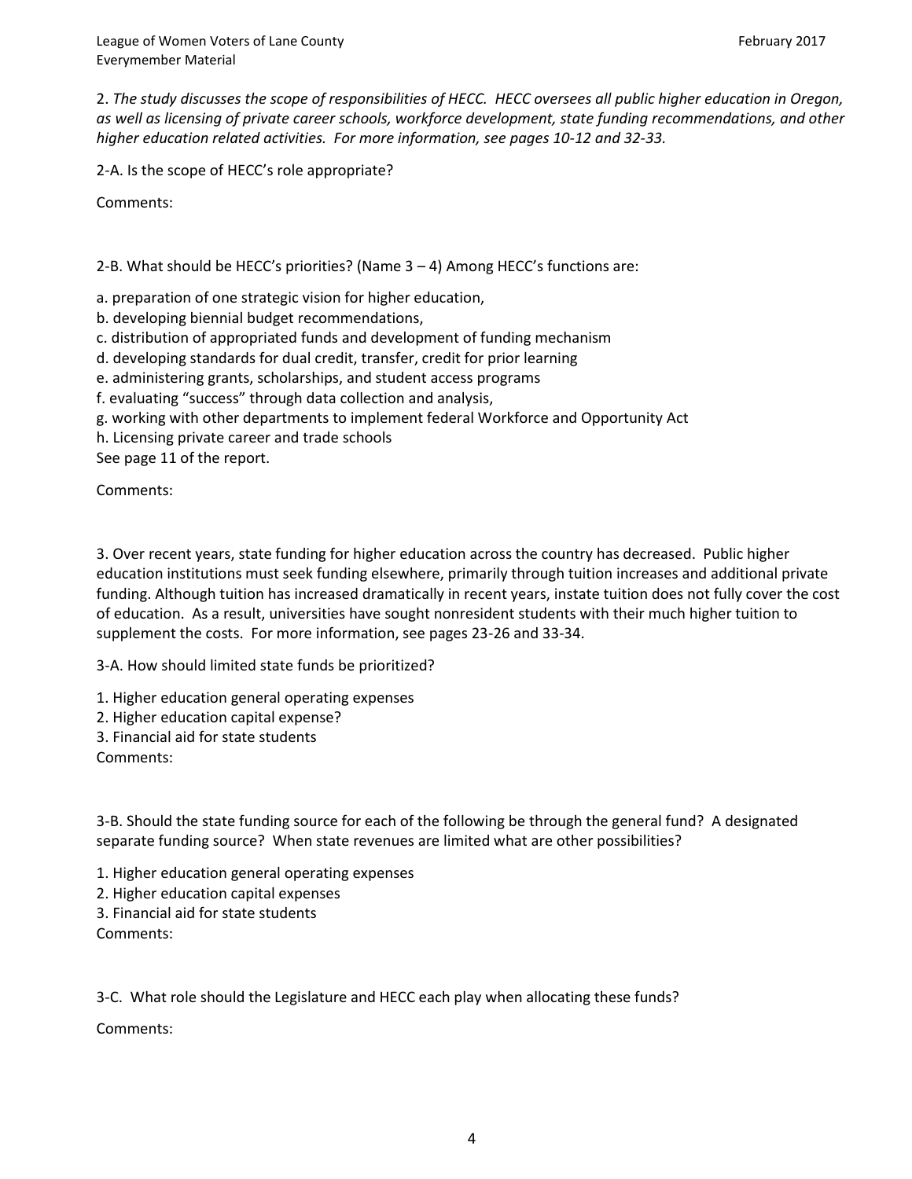2. *The study discusses the scope of responsibilities of HECC. HECC oversees all public higher education in Oregon, as well as licensing of private career schools, workforce development, state funding recommendations, and other higher education related activities. For more information, see pages 10-12 and 32-33.*

2-A. Is the scope of HECC's role appropriate?

Comments:

2-B. What should be HECC's priorities? (Name 3 – 4) Among HECC's functions are:

a. preparation of one strategic vision for higher education,
b. developing biennial budget recommendations,
c. distribution of appropriated funds and development of funding mechanism
d. developing standards for dual credit, transfer, credit for prior learning
e. administering grants, scholarships, and student access programs
f. evaluating "success" through data collection and analysis,
g. working with other departments to implement federal Workforce and Opportunity Act
h. Licensing private career and trade schools
See page 11 of the report.

Comments:

3. Over recent years, state funding for higher education across the country has decreased. Public higher education institutions must seek funding elsewhere, primarily through tuition increases and additional private funding. Although tuition has increased dramatically in recent years, instate tuition does not fully cover the cost of education. As a result, universities have sought nonresident students with their much higher tuition to supplement the costs. For more information, see pages 23-26 and 33-34.

3-A. How should limited state funds be prioritized?

1. Higher education general operating expenses
2. Higher education capital expense?
3. Financial aid for state students

Comments:

3-B. Should the state funding source for each of the following be through the general fund? A designated separate funding source? When state revenues are limited what are other possibilities?

1. Higher education general operating expenses
2. Higher education capital expenses
3. Financial aid for state students

Comments:

3-C. What role should the Legislature and HECC each play when allocating these funds?

Comments: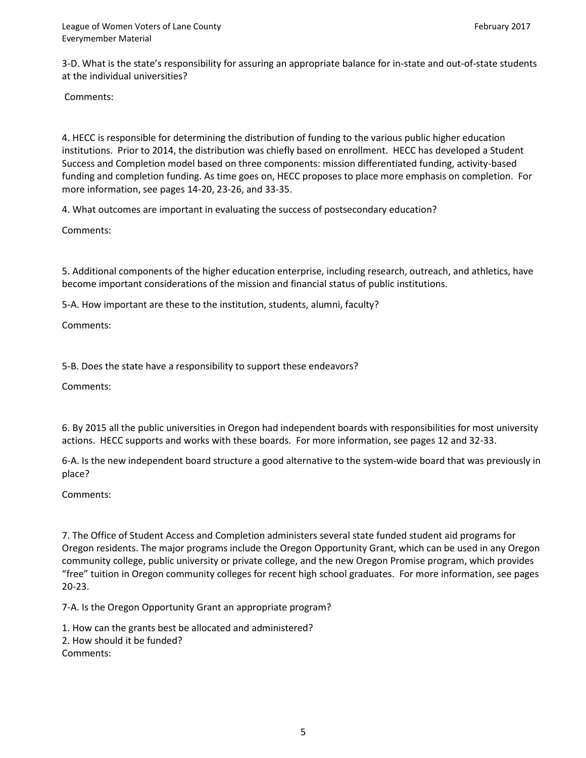3-D. What is the state's responsibility for assuring an appropriate balance for in-state and out-of-state students at the individual universities?

Comments:

4. HECC is responsible for determining the distribution of funding to the various public higher education institutions. Prior to 2014, the distribution was chiefly based on enrollment. HECC has developed a Student Success and Completion model based on three components: mission differentiated funding, activity-based funding and completion funding. As time goes on, HECC proposes to place more emphasis on completion. For more information, see pages 14-20, 23-26, and 33-35.

4. What outcomes are important in evaluating the success of postsecondary education?

Comments:

5. Additional components of the higher education enterprise, including research, outreach, and athletics, have become important considerations of the mission and financial status of public institutions.

5-A. How important are these to the institution, students, alumni, faculty?

Comments:

5-B. Does the state have a responsibility to support these endeavors?

Comments:

6. By 2015 all the public universities in Oregon had independent boards with responsibilities for most university actions. HECC supports and works with these boards. For more information, see pages 12 and 32-33.

6-A. Is the new independent board structure a good alternative to the system-wide board that was previously in place?

Comments:

7. The Office of Student Access and Completion administers several state funded student aid programs for Oregon residents. The major programs include the Oregon Opportunity Grant, which can be used in any Oregon community college, public university or private college, and the new Oregon Promise program, which provides "free" tuition in Oregon community colleges for recent high school graduates. For more information, see pages 20-23.

7-A. Is the Oregon Opportunity Grant an appropriate program?

1. How can the grants best be allocated and administered?
2. How should it be funded?

Comments: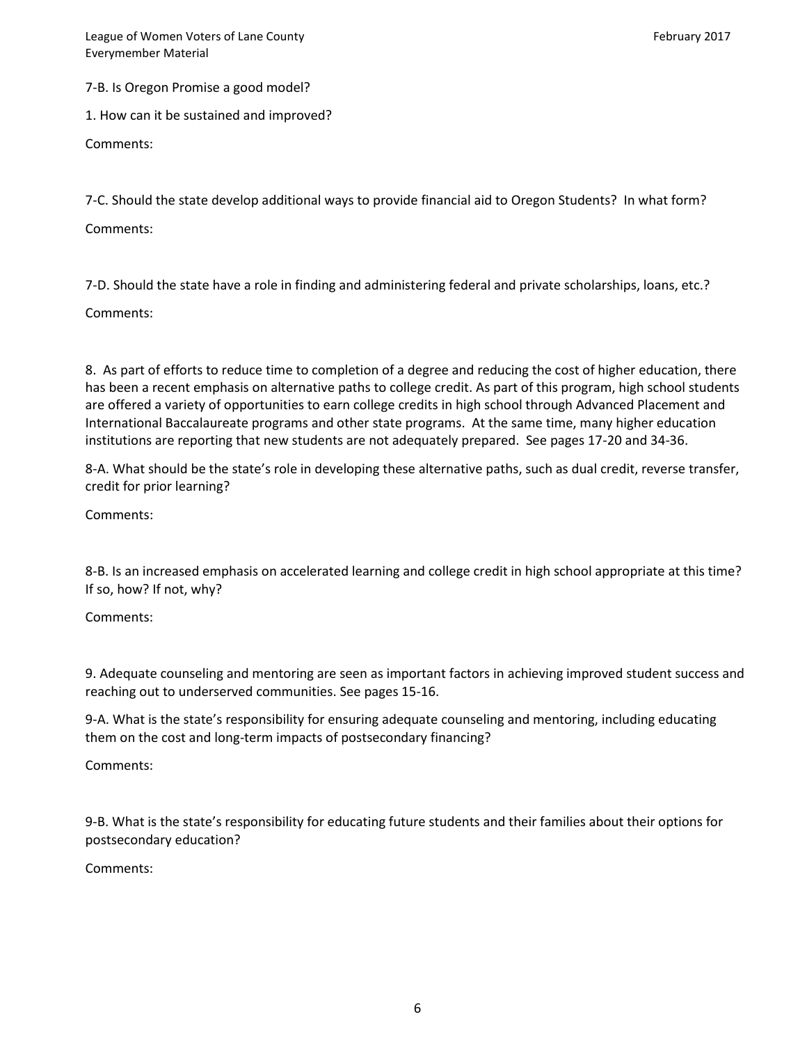7-B. Is Oregon Promise a good model?

1. How can it be sustained and improved?

Comments:

7-C. Should the state develop additional ways to provide financial aid to Oregon Students? In what form?

Comments:

7-D. Should the state have a role in finding and administering federal and private scholarships, loans, etc.?

Comments:

8. As part of efforts to reduce time to completion of a degree and reducing the cost of higher education, there has been a recent emphasis on alternative paths to college credit. As part of this program, high school students are offered a variety of opportunities to earn college credits in high school through Advanced Placement and International Baccalaureate programs and other state programs. At the same time, many higher education institutions are reporting that new students are not adequately prepared. See pages 17-20 and 34-36.

8-A. What should be the state's role in developing these alternative paths, such as dual credit, reverse transfer, credit for prior learning?

Comments:

8-B. Is an increased emphasis on accelerated learning and college credit in high school appropriate at this time? If so, how? If not, why?

Comments:

9. Adequate counseling and mentoring are seen as important factors in achieving improved student success and reaching out to underserved communities. See pages 15-16.

9-A. What is the state's responsibility for ensuring adequate counseling and mentoring, including educating them on the cost and long-term impacts of postsecondary financing?

Comments:

9-B. What is the state's responsibility for educating future students and their families about their options for postsecondary education?

Comments: